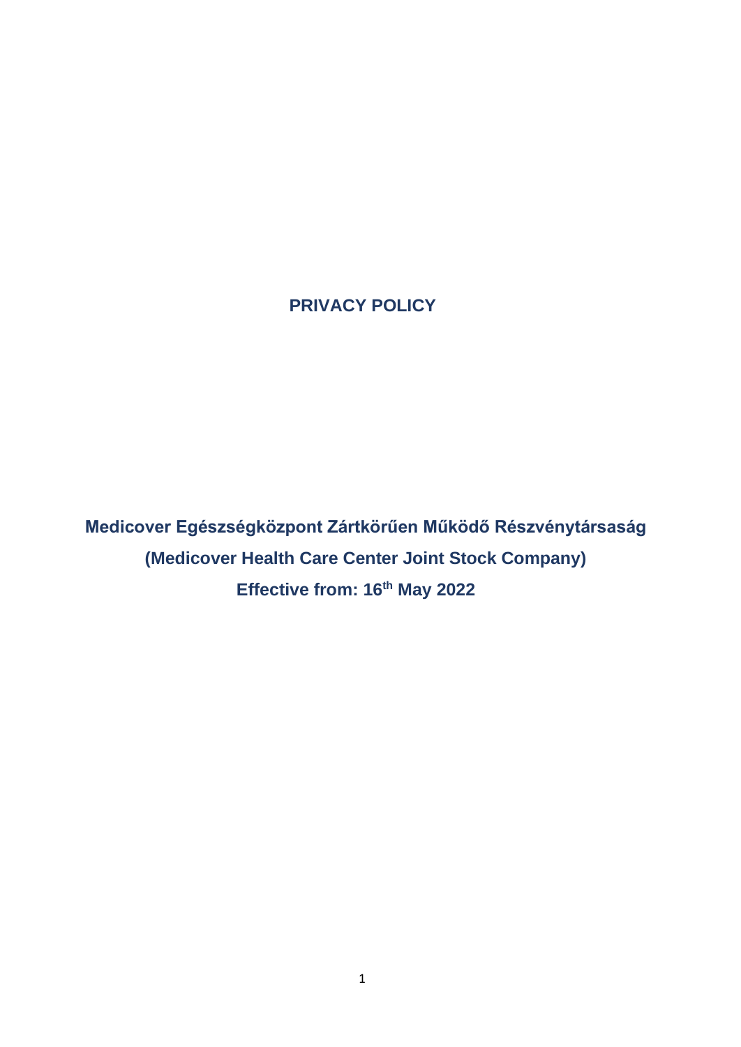# PRIVACY POLICY

**Medicover Egészségközpont Zártkörűen Működő Részvénytársaság**

**(Medicover Health Care Center Joint Stock Company)**

**Effective from: 16th May 2022**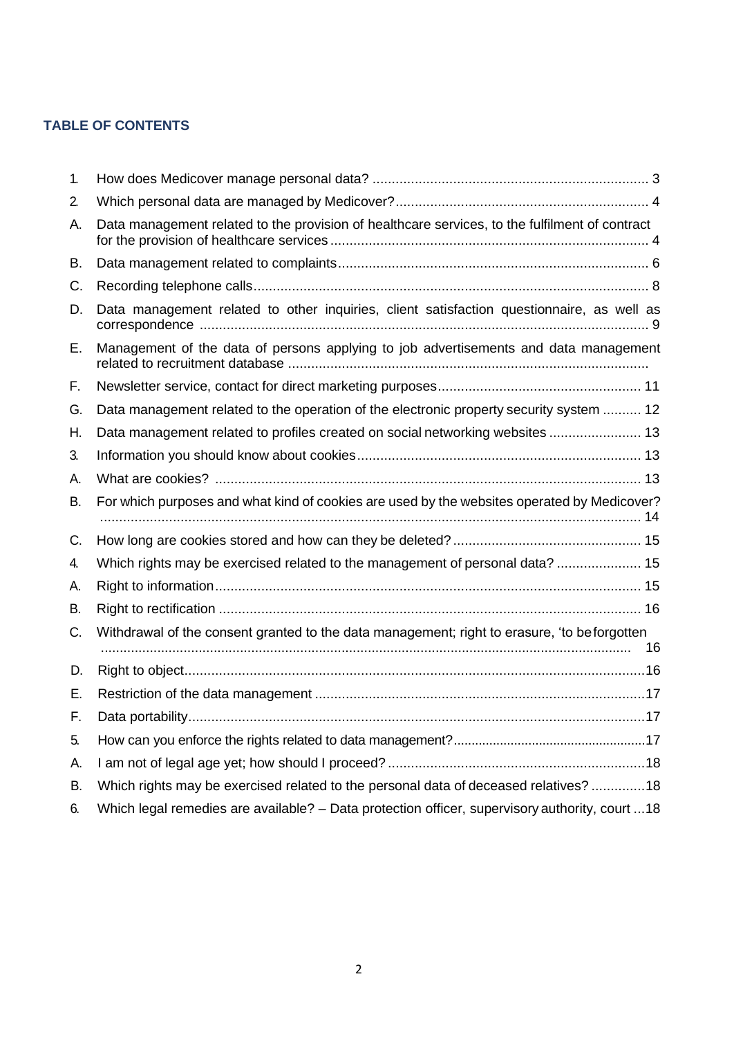**TABLE OF CONTENTS**

1. How does Medicover manage personal data? ........................................................................ 3
2. Which personal data are managed by Medicover? ................................................................ 4

A. Data management related to the provision of healthcare services, to the fulfilment of contract for the provision of healthcare services ................................................................................. 4

B. Data management related to complaints ................................................................................ 6

C. Recording telephone calls ...................................................................................................... 8

D. Data management related to other inquiries, client satisfaction questionnaire, as well as correspondence ....................................................................................................................... 9

E. Management of the data of persons applying to job advertisements and data management related to recruitment database .............................................................................................

F. Newsletter service, contact for direct marketing purposes ..................................................... 11

G. Data management related to the operation of the electronic property security system .......... 12

H. Data management related to profiles created on social networking websites ........................ 13

3. Information you should know about cookies ......................................................................... 13

A. What are cookies? ............................................................................................................... 13

B. For which purposes and what kind of cookies are used by the websites operated by Medicover? ............................................................................................................................................ 14

C. How long are cookies stored and how can they be deleted? ................................................ 15

4. Which rights may be exercised related to the management of personal data? ...................... 15

A. Right to information .............................................................................................................. 15

B. Right to rectification ............................................................................................................. 16

C. Withdrawal of the consent granted to the data management; right to erasure, 'to be forgotten ............................................................................................................................................ 16

D. Right to object ....................................................................................................................... 16

E. Restriction of the data management ..................................................................................... 17

F. Data portability ...................................................................................................................... 17

5. How can you enforce the rights related to data management? ............................................. 17

A. I am not of legal age yet; how should I proceed? .................................................................. 18

B. Which rights may be exercised related to the personal data of deceased relatives? .............. 18

6. Which legal remedies are available? – Data protection officer, supervisory authority, court ... 18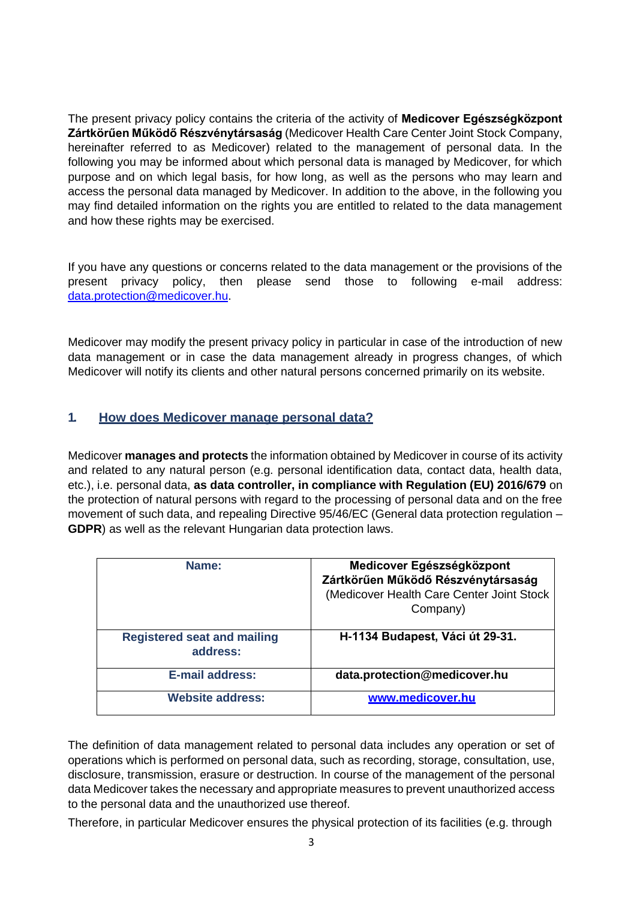The present privacy policy contains the criteria of the activity of **Medicover Egészségközpont Zártkörűen Működő Részvénytársaság** (Medicover Health Care Center Joint Stock Company, hereinafter referred to as Medicover) related to the management of personal data. In the following you may be informed about which personal data is managed by Medicover, for which purpose and on which legal basis, for how long, as well as the persons who may learn and access the personal data managed by Medicover. In addition to the above, in the following you may find detailed information on the rights you are entitled to related to the data management and how these rights may be exercised.

If you have any questions or concerns related to the data management or the provisions of the present privacy policy, then please send those to following e-mail address: data.protection@medicover.hu.

Medicover may modify the present privacy policy in particular in case of the introduction of new data management or in case the data management already in progress changes, of which Medicover will notify its clients and other natural persons concerned primarily on its website.

## 1. How does Medicover manage personal data?

Medicover **manages and protects** the information obtained by Medicover in course of its activity and related to any natural person (e.g. personal identification data, contact data, health data, etc.), i.e. personal data, **as data controller, in compliance with Regulation (EU) 2016/679** on the protection of natural persons with regard to the processing of personal data and on the free movement of such data, and repealing Directive 95/46/EC (General data protection regulation – **GDPR**) as well as the relevant Hungarian data protection laws.

| **Name:** | **Medicover Egészségközpont Zártkörűen Működő Részvénytársaság** (Medicover Health Care Center Joint Stock Company) |
|---|---|
| **Registered seat and mailing address:** | **H-1134 Budapest, Váci út 29-31.** |
| **E-mail address:** | **data.protection@medicover.hu** |
| **Website address:** | **www.medicover.hu** |

The definition of data management related to personal data includes any operation or set of operations which is performed on personal data, such as recording, storage, consultation, use, disclosure, transmission, erasure or destruction. In course of the management of the personal data Medicover takes the necessary and appropriate measures to prevent unauthorized access to the personal data and the unauthorized use thereof.

Therefore, in particular Medicover ensures the physical protection of its facilities (e.g. through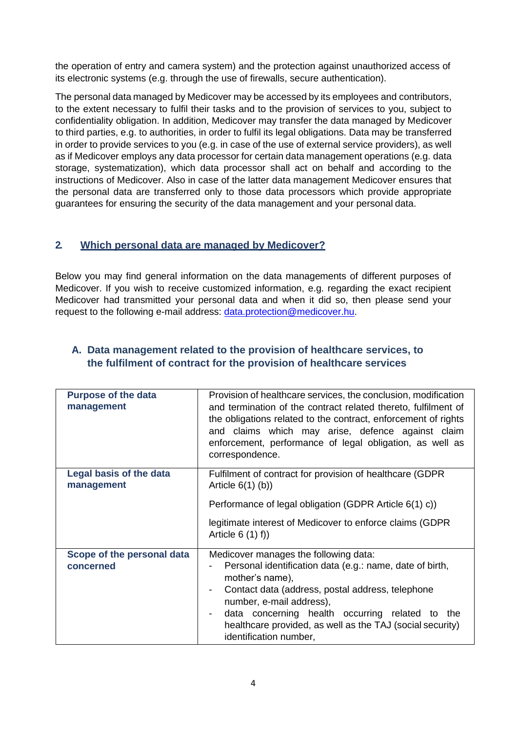the operation of entry and camera system) and the protection against unauthorized access of its electronic systems (e.g. through the use of firewalls, secure authentication).

The personal data managed by Medicover may be accessed by its employees and contributors, to the extent necessary to fulfil their tasks and to the provision of services to you, subject to confidentiality obligation. In addition, Medicover may transfer the data managed by Medicover to third parties, e.g. to authorities, in order to fulfil its legal obligations. Data may be transferred in order to provide services to you (e.g. in case of the use of external service providers), as well as if Medicover employs any data processor for certain data management operations (e.g. data storage, systematization), which data processor shall act on behalf and according to the instructions of Medicover. Also in case of the latter data management Medicover ensures that the personal data are transferred only to those data processors which provide appropriate guarantees for ensuring the security of the data management and your personal data.

## 2. Which personal data are managed by Medicover?

Below you may find general information on the data managements of different purposes of Medicover. If you wish to receive customized information, e.g. regarding the exact recipient Medicover had transmitted your personal data and when it did so, then please send your request to the following e-mail address: data.protection@medicover.hu.

### A. Data management related to the provision of healthcare services, to the fulfilment of contract for the provision of healthcare services

| | |
|---|---|
| **Purpose of the data management** | Provision of healthcare services, the conclusion, modification and termination of the contract related thereto, fulfilment of the obligations related to the contract, enforcement of rights and claims which may arise, defence against claim enforcement, performance of legal obligation, as well as correspondence. |
| **Legal basis of the data management** | Fulfilment of contract for provision of healthcare (GDPR Article 6(1) (b))<br><br>Performance of legal obligation (GDPR Article 6(1) c))<br><br>legitimate interest of Medicover to enforce claims (GDPR Article 6 (1) f)) |
| **Scope of the personal data concerned** | Medicover manages the following data:<br>- Personal identification data (e.g.: name, date of birth, mother's name),<br>- Contact data (address, postal address, telephone number, e-mail address),<br>- data concerning health occurring related to the healthcare provided, as well as the TAJ (social security) identification number, |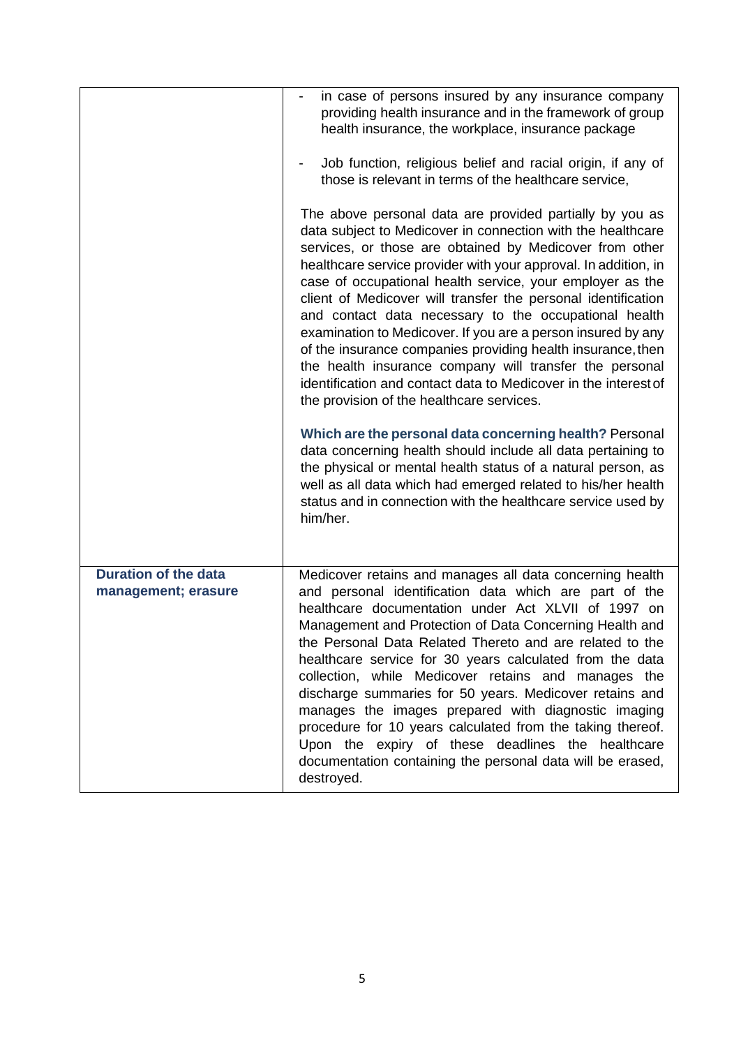| | |
|---|---|
| | - in case of persons insured by any insurance company providing health insurance and in the framework of group health insurance, the workplace, insurance package<br><br>- Job function, religious belief and racial origin, if any of those is relevant in terms of the healthcare service,<br><br>The above personal data are provided partially by you as data subject to Medicover in connection with the healthcare services, or those are obtained by Medicover from other healthcare service provider with your approval. In addition, in case of occupational health service, your employer as the client of Medicover will transfer the personal identification and contact data necessary to the occupational health examination to Medicover. If you are a person insured by any of the insurance companies providing health insurance, then the health insurance company will transfer the personal identification and contact data to Medicover in the interest of the provision of the healthcare services.<br><br>**Which are the personal data concerning health?** Personal data concerning health should include all data pertaining to the physical or mental health status of a natural person, as well as all data which had emerged related to his/her health status and in connection with the healthcare service used by him/her. |
| **Duration of the data management; erasure** | Medicover retains and manages all data concerning health and personal identification data which are part of the healthcare documentation under Act XLVII of 1997 on Management and Protection of Data Concerning Health and the Personal Data Related Thereto and are related to the healthcare service for 30 years calculated from the data collection, while Medicover retains and manages the discharge summaries for 50 years. Medicover retains and manages the images prepared with diagnostic imaging procedure for 10 years calculated from the taking thereof. Upon the expiry of these deadlines the healthcare documentation containing the personal data will be erased, destroyed. |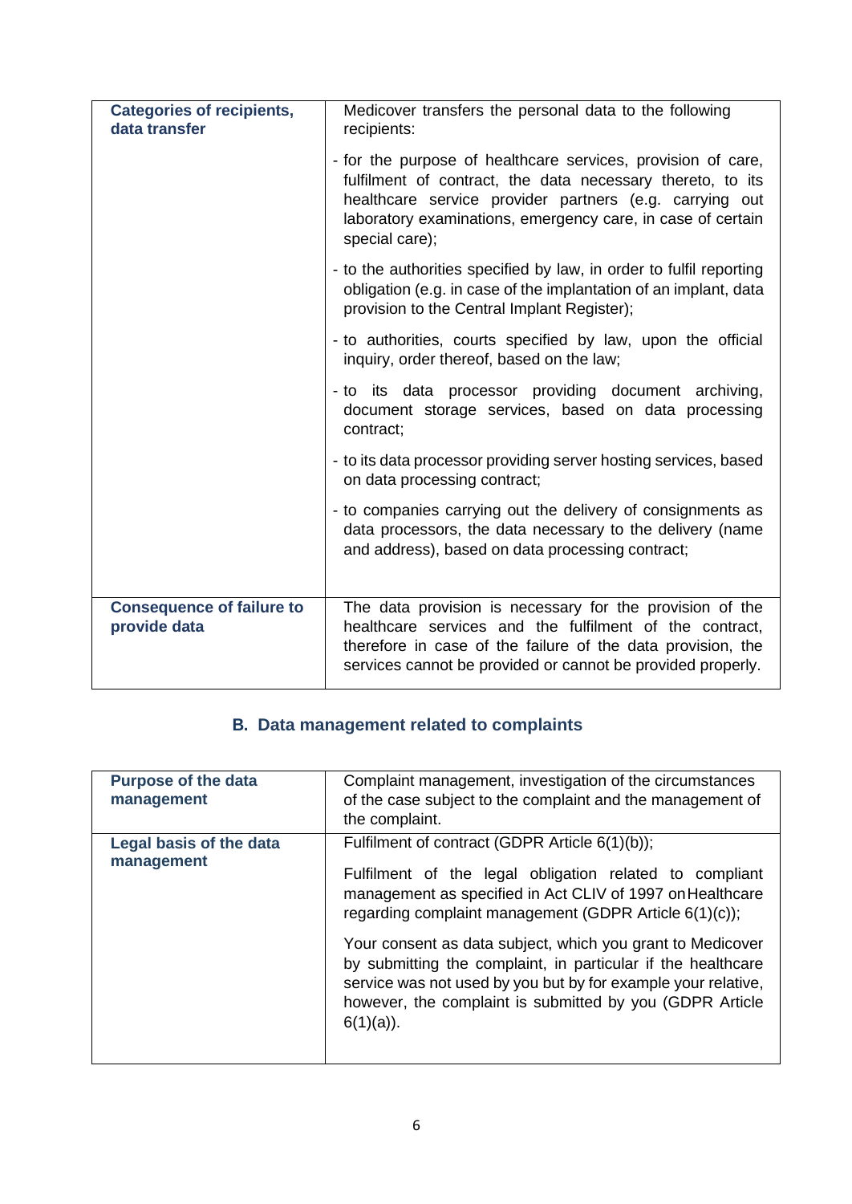| | |
|---|---|
| **Categories of recipients, data transfer** | Medicover transfers the personal data to the following recipients:<br><br>- for the purpose of healthcare services, provision of care, fulfilment of contract, the data necessary thereto, to its healthcare service provider partners (e.g. carrying out laboratory examinations, emergency care, in case of certain special care);<br><br>- to the authorities specified by law, in order to fulfil reporting obligation (e.g. in case of the implantation of an implant, data provision to the Central Implant Register);<br><br>- to authorities, courts specified by law, upon the official inquiry, order thereof, based on the law;<br><br>- to its data processor providing document archiving, document storage services, based on data processing contract;<br><br>- to its data processor providing server hosting services, based on data processing contract;<br><br>- to companies carrying out the delivery of consignments as data processors, the data necessary to the delivery (name and address), based on data processing contract; |
| **Consequence of failure to provide data** | The data provision is necessary for the provision of the healthcare services and the fulfilment of the contract, therefore in case of the failure of the data provision, the services cannot be provided or cannot be provided properly. |

## B. Data management related to complaints

| | |
|---|---|
| **Purpose of the data management** | Complaint management, investigation of the circumstances of the case subject to the complaint and the management of the complaint. |
| **Legal basis of the data management** | Fulfilment of contract (GDPR Article 6(1)(b));<br><br>Fulfilment of the legal obligation related to compliant management as specified in Act CLIV of 1997 on Healthcare regarding complaint management (GDPR Article 6(1)(c));<br><br>Your consent as data subject, which you grant to Medicover by submitting the complaint, in particular if the healthcare service was not used by you but by for example your relative, however, the complaint is submitted by you (GDPR Article 6(1)(a)). |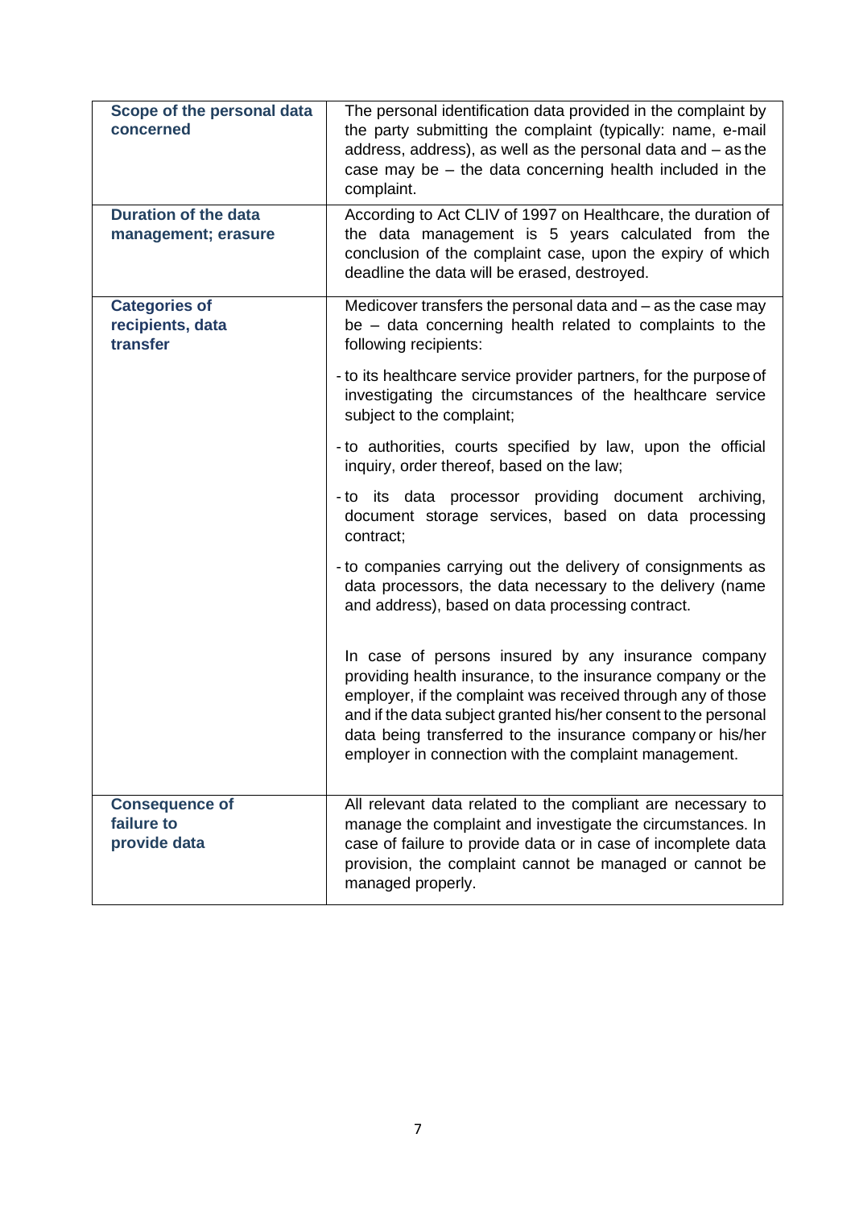| | |
|---|---|
| **Scope of the personal data concerned** | The personal identification data provided in the complaint by the party submitting the complaint (typically: name, e-mail address, address), as well as the personal data and – as the case may be – the data concerning health included in the complaint. |
| **Duration of the data management; erasure** | According to Act CLIV of 1997 on Healthcare, the duration of the data management is 5 years calculated from the conclusion of the complaint case, upon the expiry of which deadline the data will be erased, destroyed. |
| **Categories of recipients, data transfer** | Medicover transfers the personal data and – as the case may be – data concerning health related to complaints to the following recipients:<br><br>- to its healthcare service provider partners, for the purpose of investigating the circumstances of the healthcare service subject to the complaint;<br><br>- to authorities, courts specified by law, upon the official inquiry, order thereof, based on the law;<br><br>- to its data processor providing document archiving, document storage services, based on data processing contract;<br><br>- to companies carrying out the delivery of consignments as data processors, the data necessary to the delivery (name and address), based on data processing contract.<br><br>In case of persons insured by any insurance company providing health insurance, to the insurance company or the employer, if the complaint was received through any of those and if the data subject granted his/her consent to the personal data being transferred to the insurance company or his/her employer in connection with the complaint management. |
| **Consequence of failure to provide data** | All relevant data related to the compliant are necessary to manage the complaint and investigate the circumstances. In case of failure to provide data or in case of incomplete data provision, the complaint cannot be managed or cannot be managed properly. |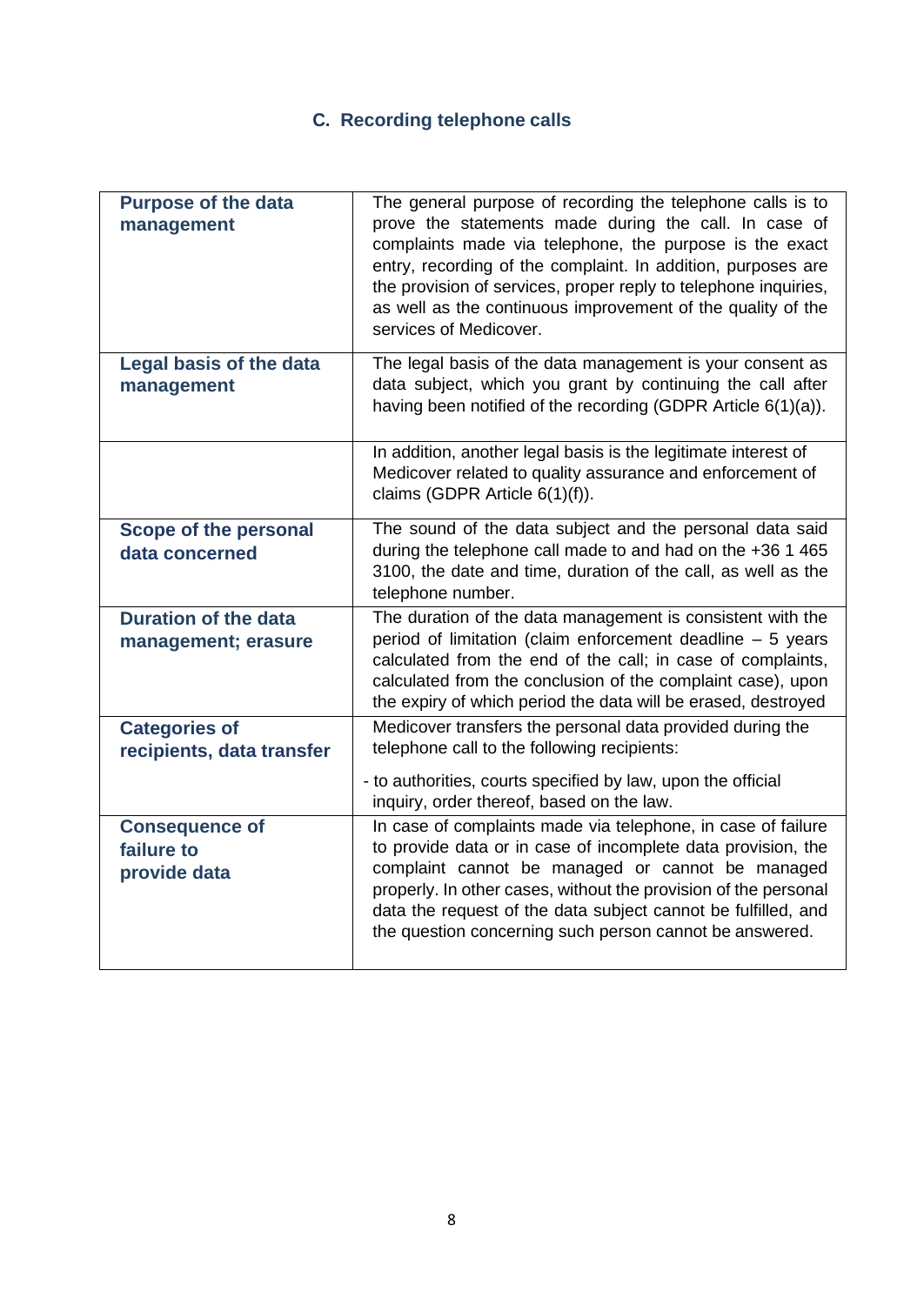### C. Recording telephone calls

| | |
|---|---|
| **Purpose of the data management** | The general purpose of recording the telephone calls is to prove the statements made during the call. In case of complaints made via telephone, the purpose is the exact entry, recording of the complaint. In addition, purposes are the provision of services, proper reply to telephone inquiries, as well as the continuous improvement of the quality of the services of Medicover. |
| **Legal basis of the data management** | The legal basis of the data management is your consent as data subject, which you grant by continuing the call after having been notified of the recording (GDPR Article 6(1)(a)). |
| | In addition, another legal basis is the legitimate interest of Medicover related to quality assurance and enforcement of claims (GDPR Article 6(1)(f)). |
| **Scope of the personal data concerned** | The sound of the data subject and the personal data said during the telephone call made to and had on the +36 1 465 3100, the date and time, duration of the call, as well as the telephone number. |
| **Duration of the data management; erasure** | The duration of the data management is consistent with the period of limitation (claim enforcement deadline – 5 years calculated from the end of the call; in case of complaints, calculated from the conclusion of the complaint case), upon the expiry of which period the data will be erased, destroyed |
| **Categories of recipients, data transfer** | Medicover transfers the personal data provided during the telephone call to the following recipients:<br><br>- to authorities, courts specified by law, upon the official inquiry, order thereof, based on the law. |
| **Consequence of failure to provide data** | In case of complaints made via telephone, in case of failure to provide data or in case of incomplete data provision, the complaint cannot be managed or cannot be managed properly. In other cases, without the provision of the personal data the request of the data subject cannot be fulfilled, and the question concerning such person cannot be answered. |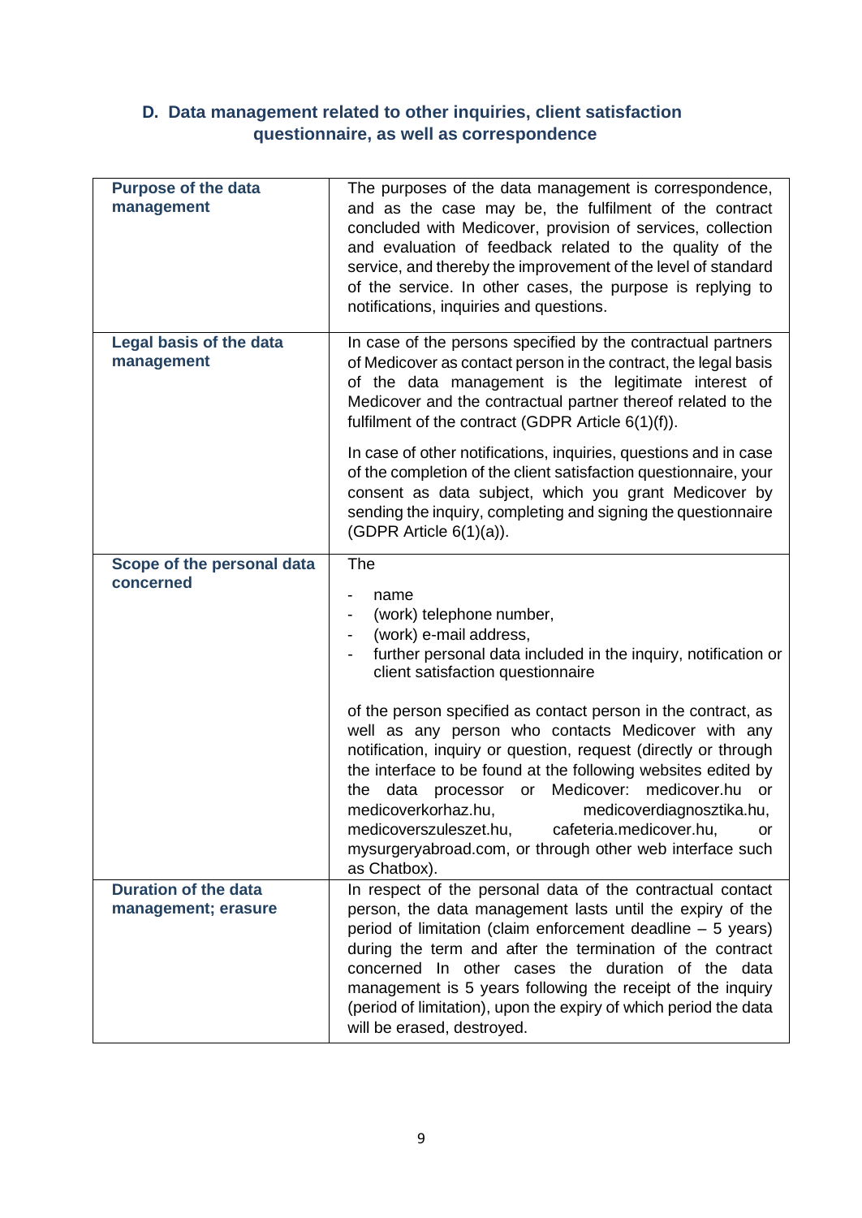## D. Data management related to other inquiries, client satisfaction questionnaire, as well as correspondence

| | |
|---|---|
| **Purpose of the data management** | The purposes of the data management is correspondence, and as the case may be, the fulfilment of the contract concluded with Medicover, provision of services, collection and evaluation of feedback related to the quality of the service, and thereby the improvement of the level of standard of the service. In other cases, the purpose is replying to notifications, inquiries and questions. |
| **Legal basis of the data management** | In case of the persons specified by the contractual partners of Medicover as contact person in the contract, the legal basis of the data management is the legitimate interest of Medicover and the contractual partner thereof related to the fulfilment of the contract (GDPR Article 6(1)(f)).<br><br>In case of other notifications, inquiries, questions and in case of the completion of the client satisfaction questionnaire, your consent as data subject, which you grant Medicover by sending the inquiry, completing and signing the questionnaire (GDPR Article 6(1)(a)). |
| **Scope of the personal data concerned** | The<br>- name<br>- (work) telephone number,<br>- (work) e-mail address,<br>- further personal data included in the inquiry, notification or client satisfaction questionnaire<br><br>of the person specified as contact person in the contract, as well as any person who contacts Medicover with any notification, inquiry or question, request (directly or through the interface to be found at the following websites edited by the data processor or Medicover: medicover.hu or medicoverkorhaz.hu, medicoverdiagnosztika.hu, medicoverszuleszet.hu, cafeteria.medicover.hu, or mysurgeryabroad.com, or through other web interface such as Chatbox). |
| **Duration of the data management; erasure** | In respect of the personal data of the contractual contact person, the data management lasts until the expiry of the period of limitation (claim enforcement deadline – 5 years) during the term and after the termination of the contract concerned In other cases the duration of the data management is 5 years following the receipt of the inquiry (period of limitation), upon the expiry of which period the data will be erased, destroyed. |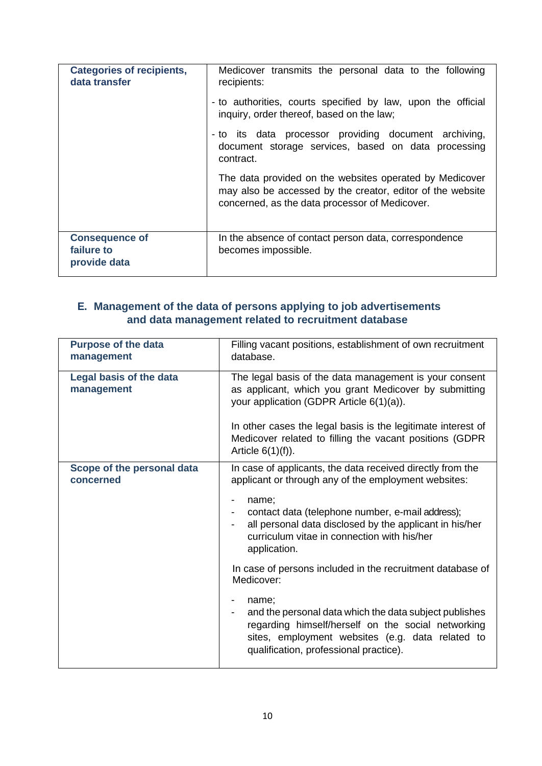| Categories of recipients, data transfer | Medicover transmits the personal data to the following recipients:<br><br>- to authorities, courts specified by law, upon the official inquiry, order thereof, based on the law;<br><br>- to its data processor providing document archiving, document storage services, based on data processing contract.<br><br>The data provided on the websites operated by Medicover may also be accessed by the creator, editor of the website concerned, as the data processor of Medicover. |
|---|---|
| **Consequence of failure to provide data** | In the absence of contact person data, correspondence becomes impossible. |

## E. Management of the data of persons applying to job advertisements and data management related to recruitment database

| Purpose of the data management | Filling vacant positions, establishment of own recruitment database. |
|---|---|
| **Legal basis of the data management** | The legal basis of the data management is your consent as applicant, which you grant Medicover by submitting your application (GDPR Article 6(1)(a)).<br><br>In other cases the legal basis is the legitimate interest of Medicover related to filling the vacant positions (GDPR Article 6(1)(f)). |
| **Scope of the personal data concerned** | In case of applicants, the data received directly from the applicant or through any of the employment websites:<br><br>- name;<br>- contact data (telephone number, e-mail address);<br>- all personal data disclosed by the applicant in his/her curriculum vitae in connection with his/her application.<br><br>In case of persons included in the recruitment database of Medicover:<br><br>- name;<br>- and the personal data which the data subject publishes regarding himself/herself on the social networking sites, employment websites (e.g. data related to qualification, professional practice). |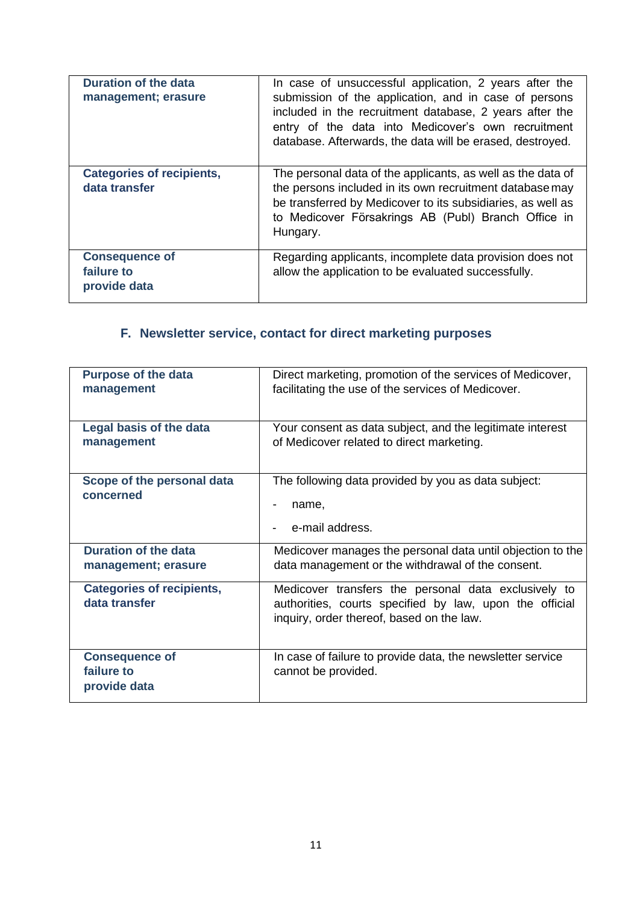| | |
|---|---|
| **Duration of the data management; erasure** | In case of unsuccessful application, 2 years after the submission of the application, and in case of persons included in the recruitment database, 2 years after the entry of the data into Medicover's own recruitment database. Afterwards, the data will be erased, destroyed. |
| **Categories of recipients, data transfer** | The personal data of the applicants, as well as the data of the persons included in its own recruitment database may be transferred by Medicover to its subsidiaries, as well as to Medicover Försakrings AB (Publ) Branch Office in Hungary. |
| **Consequence of failure to provide data** | Regarding applicants, incomplete data provision does not allow the application to be evaluated successfully. |

## F. Newsletter service, contact for direct marketing purposes

| | |
|---|---|
| **Purpose of the data management** | Direct marketing, promotion of the services of Medicover, facilitating the use of the services of Medicover. |
| **Legal basis of the data management** | Your consent as data subject, and the legitimate interest of Medicover related to direct marketing. |
| **Scope of the personal data concerned** | The following data provided by you as data subject:<br>- name,<br>- e-mail address. |
| **Duration of the data management; erasure** | Medicover manages the personal data until objection to the data management or the withdrawal of the consent. |
| **Categories of recipients, data transfer** | Medicover transfers the personal data exclusively to authorities, courts specified by law, upon the official inquiry, order thereof, based on the law. |
| **Consequence of failure to provide data** | In case of failure to provide data, the newsletter service cannot be provided. |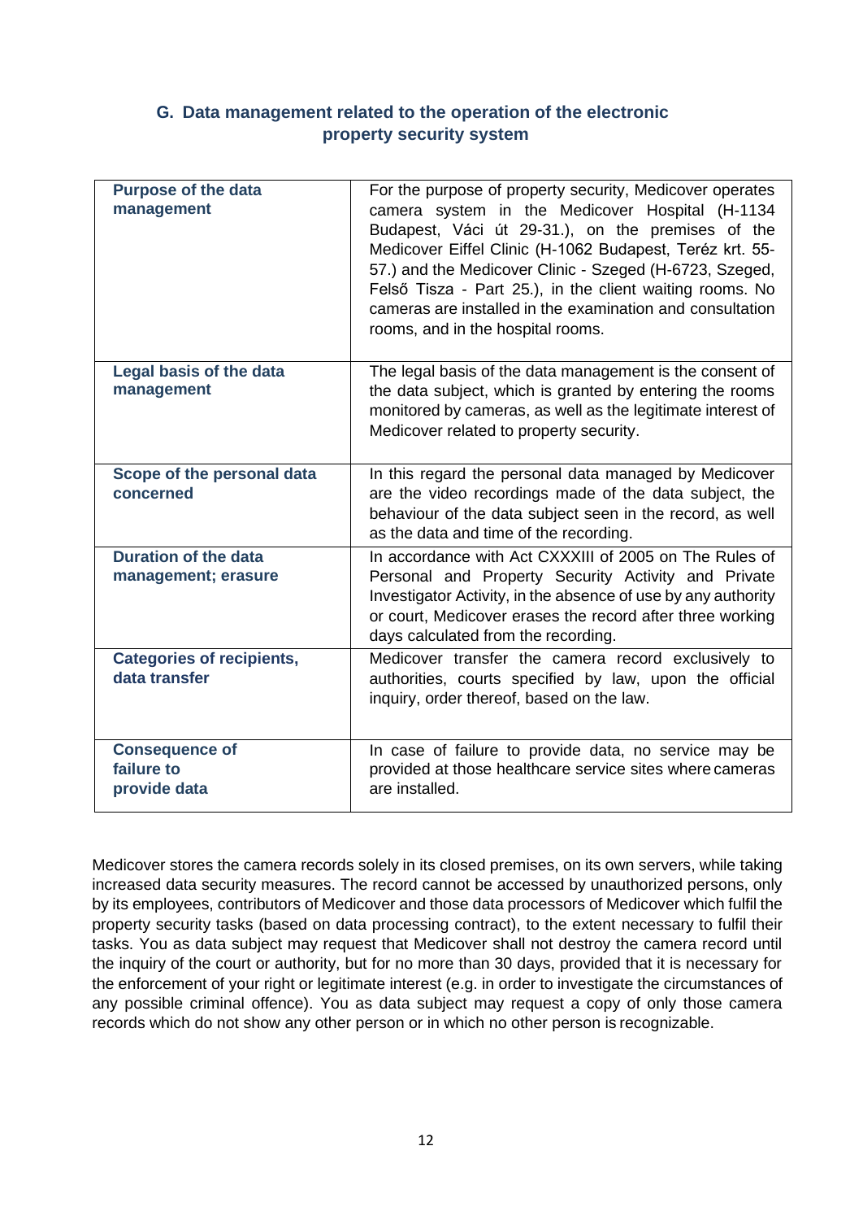## G. Data management related to the operation of the electronic property security system

| | |
|---|---|
| **Purpose of the data management** | For the purpose of property security, Medicover operates camera system in the Medicover Hospital (H-1134 Budapest, Váci út 29-31.), on the premises of the Medicover Eiffel Clinic (H-1062 Budapest, Teréz krt. 55-57.) and the Medicover Clinic - Szeged (H-6723, Szeged, Felső Tisza - Part 25.), in the client waiting rooms. No cameras are installed in the examination and consultation rooms, and in the hospital rooms. |
| **Legal basis of the data management** | The legal basis of the data management is the consent of the data subject, which is granted by entering the rooms monitored by cameras, as well as the legitimate interest of Medicover related to property security. |
| **Scope of the personal data concerned** | In this regard the personal data managed by Medicover are the video recordings made of the data subject, the behaviour of the data subject seen in the record, as well as the data and time of the recording. |
| **Duration of the data management; erasure** | In accordance with Act CXXXIII of 2005 on The Rules of Personal and Property Security Activity and Private Investigator Activity, in the absence of use by any authority or court, Medicover erases the record after three working days calculated from the recording. |
| **Categories of recipients, data transfer** | Medicover transfer the camera record exclusively to authorities, courts specified by law, upon the official inquiry, order thereof, based on the law. |
| **Consequence of failure to provide data** | In case of failure to provide data, no service may be provided at those healthcare service sites where cameras are installed. |

Medicover stores the camera records solely in its closed premises, on its own servers, while taking increased data security measures. The record cannot be accessed by unauthorized persons, only by its employees, contributors of Medicover and those data processors of Medicover which fulfil the property security tasks (based on data processing contract), to the extent necessary to fulfil their tasks. You as data subject may request that Medicover shall not destroy the camera record until the inquiry of the court or authority, but for no more than 30 days, provided that it is necessary for the enforcement of your right or legitimate interest (e.g. in order to investigate the circumstances of any possible criminal offence). You as data subject may request a copy of only those camera records which do not show any other person or in which no other person is recognizable.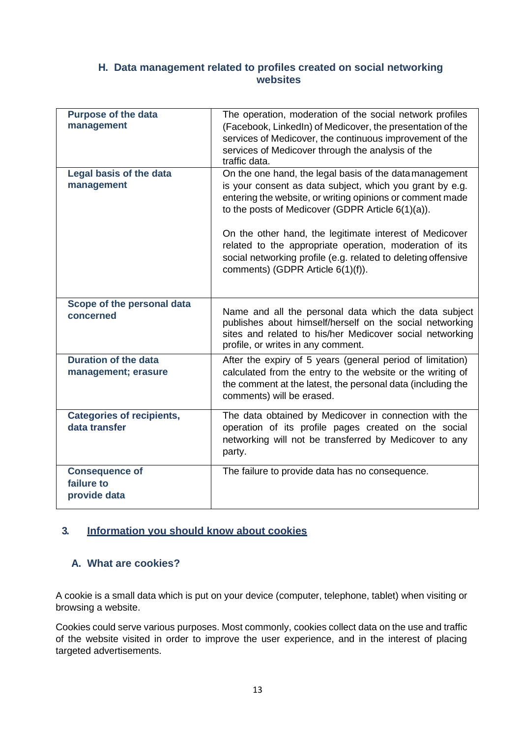### H. Data management related to profiles created on social networking websites

| | |
|---|---|
| **Purpose of the data management** | The operation, moderation of the social network profiles (Facebook, LinkedIn) of Medicover, the presentation of the services of Medicover, the continuous improvement of the services of Medicover through the analysis of the traffic data. |
| **Legal basis of the data management** | On the one hand, the legal basis of the data management is your consent as data subject, which you grant by e.g. entering the website, or writing opinions or comment made to the posts of Medicover (GDPR Article 6(1)(a)).<br><br>On the other hand, the legitimate interest of Medicover related to the appropriate operation, moderation of its social networking profile (e.g. related to deleting offensive comments) (GDPR Article 6(1)(f)). |
| **Scope of the personal data concerned** | Name and all the personal data which the data subject publishes about himself/herself on the social networking sites and related to his/her Medicover social networking profile, or writes in any comment. |
| **Duration of the data management; erasure** | After the expiry of 5 years (general period of limitation) calculated from the entry to the website or the writing of the comment at the latest, the personal data (including the comments) will be erased. |
| **Categories of recipients, data transfer** | The data obtained by Medicover in connection with the operation of its profile pages created on the social networking will not be transferred by Medicover to any party. |
| **Consequence of failure to provide data** | The failure to provide data has no consequence. |

## 3. Information you should know about cookies

### A. What are cookies?

A cookie is a small data which is put on your device (computer, telephone, tablet) when visiting or browsing a website.

Cookies could serve various purposes. Most commonly, cookies collect data on the use and traffic of the website visited in order to improve the user experience, and in the interest of placing targeted advertisements.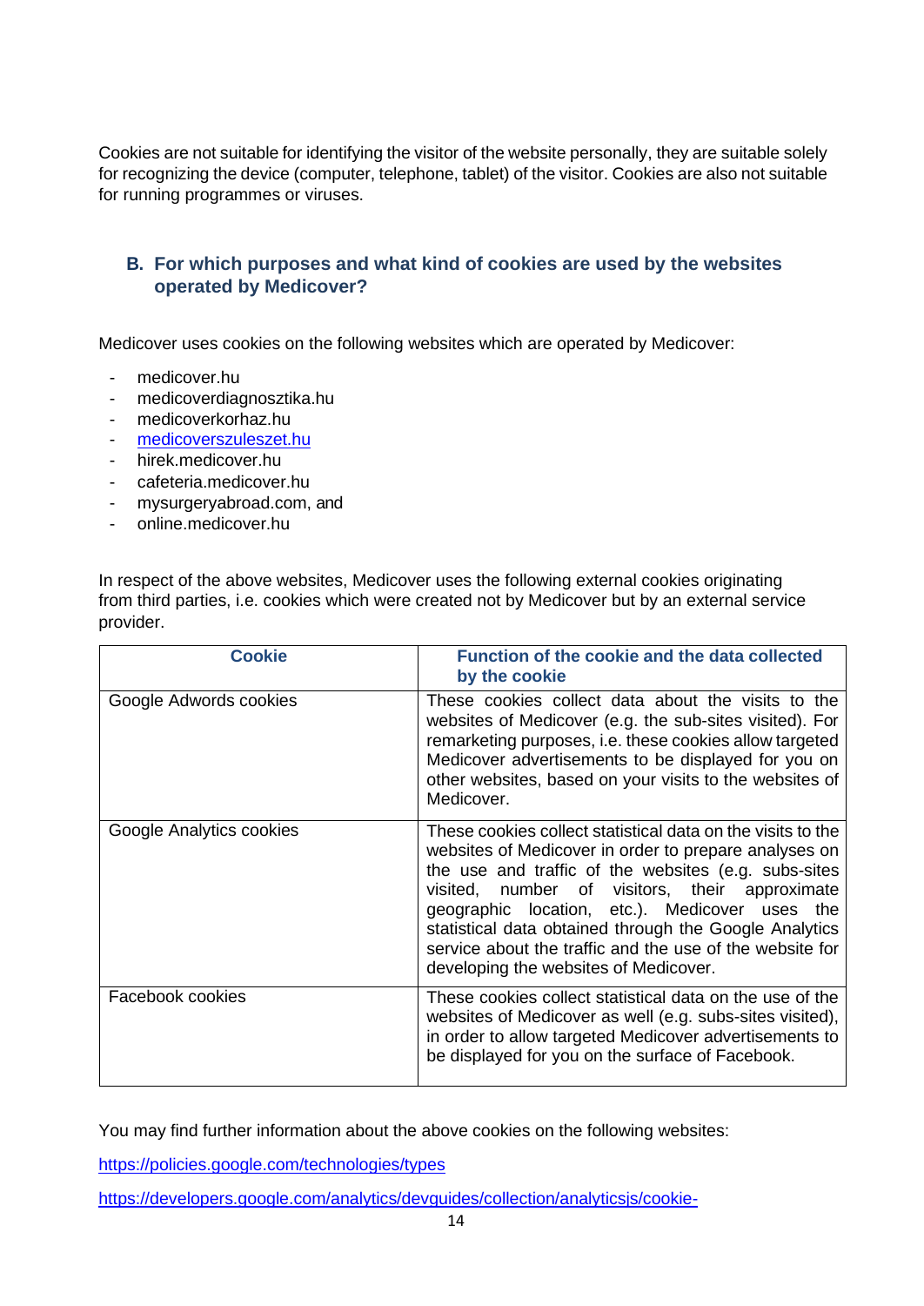Cookies are not suitable for identifying the visitor of the website personally, they are suitable solely for recognizing the device (computer, telephone, tablet) of the visitor. Cookies are also not suitable for running programmes or viruses.

## B. For which purposes and what kind of cookies are used by the websites operated by Medicover?

Medicover uses cookies on the following websites which are operated by Medicover:

- medicover.hu
- medicoverdiagnosztika.hu
- medicoverkorhaz.hu
- medicoverszuleszet.hu
- hirek.medicover.hu
- cafeteria.medicover.hu
- mysurgeryabroad.com, and
- online.medicover.hu

In respect of the above websites, Medicover uses the following external cookies originating from third parties, i.e. cookies which were created not by Medicover but by an external service provider.

| Cookie | Function of the cookie and the data collected by the cookie |
| --- | --- |
| Google Adwords cookies | These cookies collect data about the visits to the websites of Medicover (e.g. the sub-sites visited). For remarketing purposes, i.e. these cookies allow targeted Medicover advertisements to be displayed for you on other websites, based on your visits to the websites of Medicover. |
| Google Analytics cookies | These cookies collect statistical data on the visits to the websites of Medicover in order to prepare analyses on the use and traffic of the websites (e.g. subs-sites visited, number of visitors, their approximate geographic location, etc.). Medicover uses the statistical data obtained through the Google Analytics service about the traffic and the use of the website for developing the websites of Medicover. |
| Facebook cookies | These cookies collect statistical data on the use of the websites of Medicover as well (e.g. subs-sites visited), in order to allow targeted Medicover advertisements to be displayed for you on the surface of Facebook. |

You may find further information about the above cookies on the following websites:

https://policies.google.com/technologies/types

https://developers.google.com/analytics/devguides/collection/analyticsjs/cookie-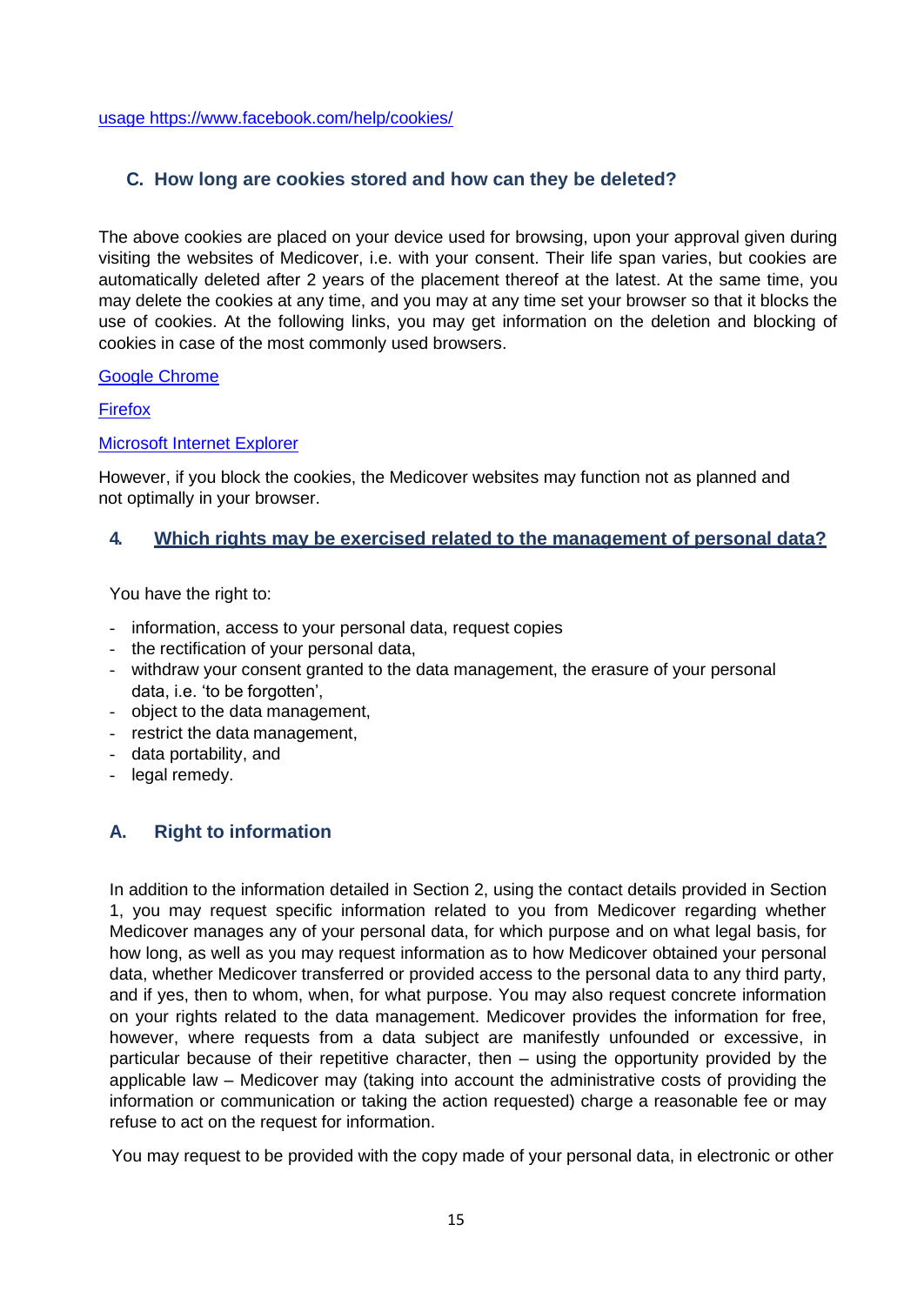[usage https://www.facebook.com/help/cookies/](https://www.facebook.com/help/cookies/)

### C. How long are cookies stored and how can they be deleted?

The above cookies are placed on your device used for browsing, upon your approval given during visiting the websites of Medicover, i.e. with your consent. Their life span varies, but cookies are automatically deleted after 2 years of the placement thereof at the latest. At the same time, you may delete the cookies at any time, and you may at any time set your browser so that it blocks the use of cookies. At the following links, you may get information on the deletion and blocking of cookies in case of the most commonly used browsers.

Google Chrome

Firefox

Microsoft Internet Explorer

However, if you block the cookies, the Medicover websites may function not as planned and not optimally in your browser.

## 4. Which rights may be exercised related to the management of personal data?

You have the right to:

- information, access to your personal data, request copies
- the rectification of your personal data,
- withdraw your consent granted to the data management, the erasure of your personal data, i.e. 'to be forgotten',
- object to the data management,
- restrict the data management,
- data portability, and
- legal remedy.

### A. Right to information

In addition to the information detailed in Section 2, using the contact details provided in Section 1, you may request specific information related to you from Medicover regarding whether Medicover manages any of your personal data, for which purpose and on what legal basis, for how long, as well as you may request information as to how Medicover obtained your personal data, whether Medicover transferred or provided access to the personal data to any third party, and if yes, then to whom, when, for what purpose. You may also request concrete information on your rights related to the data management. Medicover provides the information for free, however, where requests from a data subject are manifestly unfounded or excessive, in particular because of their repetitive character, then – using the opportunity provided by the applicable law – Medicover may (taking into account the administrative costs of providing the information or communication or taking the action requested) charge a reasonable fee or may refuse to act on the request for information.

You may request to be provided with the copy made of your personal data, in electronic or other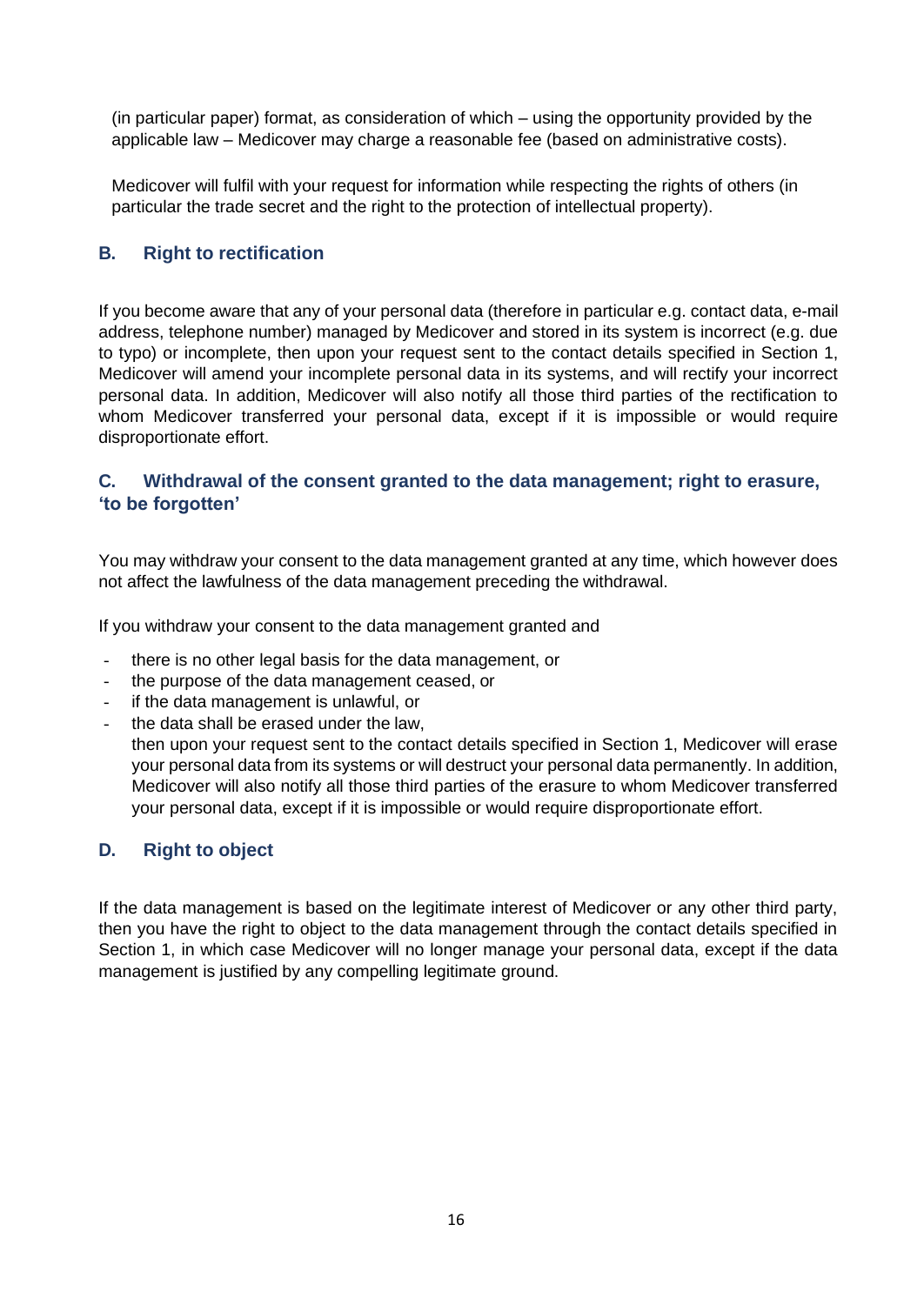(in particular paper) format, as consideration of which – using the opportunity provided by the applicable law – Medicover may charge a reasonable fee (based on administrative costs).

Medicover will fulfil with your request for information while respecting the rights of others (in particular the trade secret and the right to the protection of intellectual property).

### B. Right to rectification

If you become aware that any of your personal data (therefore in particular e.g. contact data, e-mail address, telephone number) managed by Medicover and stored in its system is incorrect (e.g. due to typo) or incomplete, then upon your request sent to the contact details specified in Section 1, Medicover will amend your incomplete personal data in its systems, and will rectify your incorrect personal data. In addition, Medicover will also notify all those third parties of the rectification to whom Medicover transferred your personal data, except if it is impossible or would require disproportionate effort.

### C. Withdrawal of the consent granted to the data management; right to erasure, 'to be forgotten'

You may withdraw your consent to the data management granted at any time, which however does not affect the lawfulness of the data management preceding the withdrawal.

If you withdraw your consent to the data management granted and

- there is no other legal basis for the data management, or
- the purpose of the data management ceased, or
- if the data management is unlawful, or
- the data shall be erased under the law,

  then upon your request sent to the contact details specified in Section 1, Medicover will erase your personal data from its systems or will destruct your personal data permanently. In addition, Medicover will also notify all those third parties of the erasure to whom Medicover transferred your personal data, except if it is impossible or would require disproportionate effort.

### D. Right to object

If the data management is based on the legitimate interest of Medicover or any other third party, then you have the right to object to the data management through the contact details specified in Section 1, in which case Medicover will no longer manage your personal data, except if the data management is justified by any compelling legitimate ground.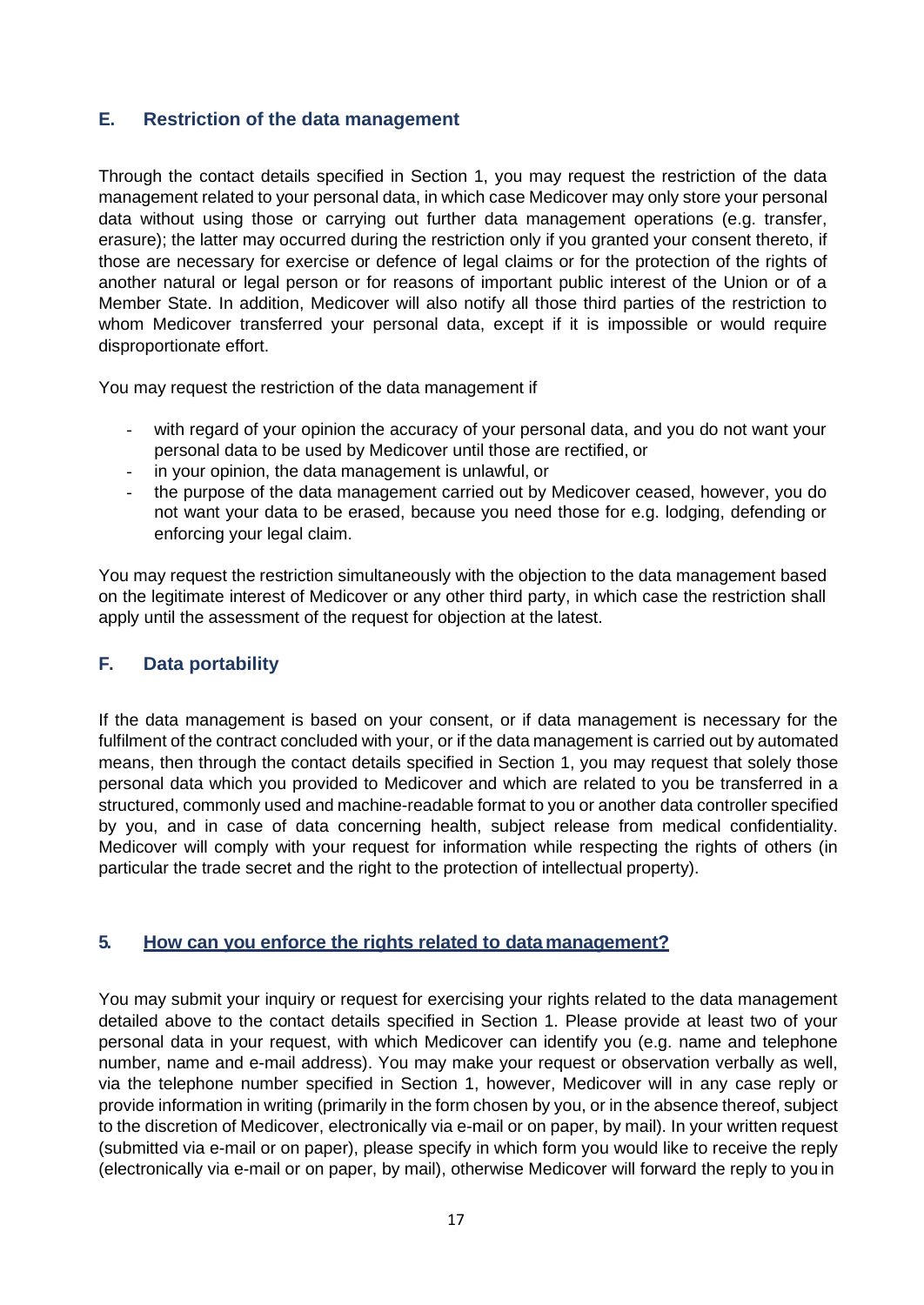### E. Restriction of the data management

Through the contact details specified in Section 1, you may request the restriction of the data management related to your personal data, in which case Medicover may only store your personal data without using those or carrying out further data management operations (e.g. transfer, erasure); the latter may occurred during the restriction only if you granted your consent thereto, if those are necessary for exercise or defence of legal claims or for the protection of the rights of another natural or legal person or for reasons of important public interest of the Union or of a Member State. In addition, Medicover will also notify all those third parties of the restriction to whom Medicover transferred your personal data, except if it is impossible or would require disproportionate effort.

You may request the restriction of the data management if

- with regard of your opinion the accuracy of your personal data, and you do not want your personal data to be used by Medicover until those are rectified, or
- in your opinion, the data management is unlawful, or
- the purpose of the data management carried out by Medicover ceased, however, you do not want your data to be erased, because you need those for e.g. lodging, defending or enforcing your legal claim.

You may request the restriction simultaneously with the objection to the data management based on the legitimate interest of Medicover or any other third party, in which case the restriction shall apply until the assessment of the request for objection at the latest.

### F. Data portability

If the data management is based on your consent, or if data management is necessary for the fulfilment of the contract concluded with your, or if the data management is carried out by automated means, then through the contact details specified in Section 1, you may request that solely those personal data which you provided to Medicover and which are related to you be transferred in a structured, commonly used and machine-readable format to you or another data controller specified by you, and in case of data concerning health, subject release from medical confidentiality. Medicover will comply with your request for information while respecting the rights of others (in particular the trade secret and the right to the protection of intellectual property).

## 5. How can you enforce the rights related to data management?

You may submit your inquiry or request for exercising your rights related to the data management detailed above to the contact details specified in Section 1. Please provide at least two of your personal data in your request, with which Medicover can identify you (e.g. name and telephone number, name and e-mail address). You may make your request or observation verbally as well, via the telephone number specified in Section 1, however, Medicover will in any case reply or provide information in writing (primarily in the form chosen by you, or in the absence thereof, subject to the discretion of Medicover, electronically via e-mail or on paper, by mail). In your written request (submitted via e-mail or on paper), please specify in which form you would like to receive the reply (electronically via e-mail or on paper, by mail), otherwise Medicover will forward the reply to you in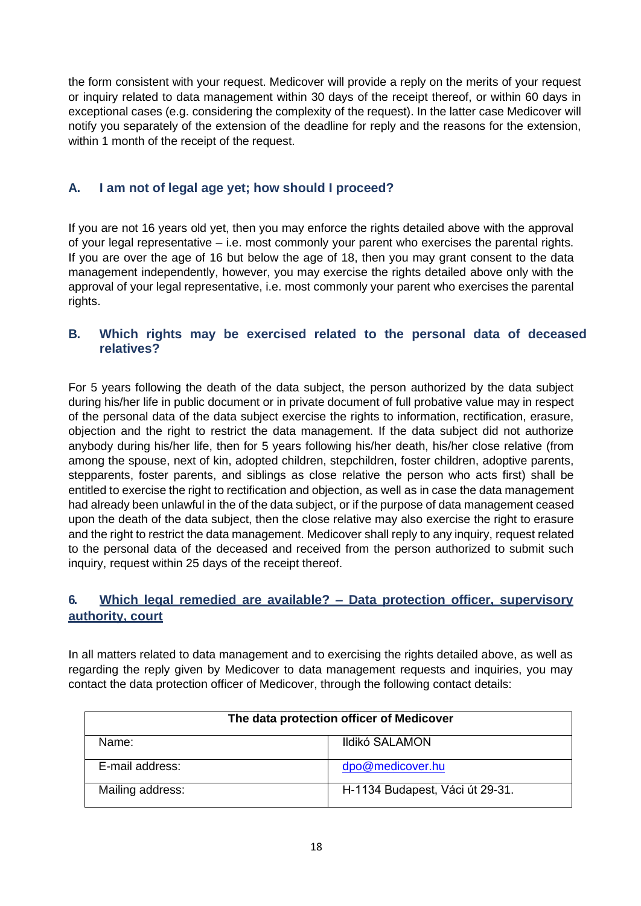the form consistent with your request. Medicover will provide a reply on the merits of your request or inquiry related to data management within 30 days of the receipt thereof, or within 60 days in exceptional cases (e.g. considering the complexity of the request). In the latter case Medicover will notify you separately of the extension of the deadline for reply and the reasons for the extension, within 1 month of the receipt of the request.

### A. I am not of legal age yet; how should I proceed?

If you are not 16 years old yet, then you may enforce the rights detailed above with the approval of your legal representative – i.e. most commonly your parent who exercises the parental rights. If you are over the age of 16 but below the age of 18, then you may grant consent to the data management independently, however, you may exercise the rights detailed above only with the approval of your legal representative, i.e. most commonly your parent who exercises the parental rights.

### B. Which rights may be exercised related to the personal data of deceased relatives?

For 5 years following the death of the data subject, the person authorized by the data subject during his/her life in public document or in private document of full probative value may in respect of the personal data of the data subject exercise the rights to information, rectification, erasure, objection and the right to restrict the data management. If the data subject did not authorize anybody during his/her life, then for 5 years following his/her death, his/her close relative (from among the spouse, next of kin, adopted children, stepchildren, foster children, adoptive parents, stepparents, foster parents, and siblings as close relative the person who acts first) shall be entitled to exercise the right to rectification and objection, as well as in case the data management had already been unlawful in the of the data subject, or if the purpose of data management ceased upon the death of the data subject, then the close relative may also exercise the right to erasure and the right to restrict the data management. Medicover shall reply to any inquiry, request related to the personal data of the deceased and received from the person authorized to submit such inquiry, request within 25 days of the receipt thereof.

## 6. Which legal remedied are available? – Data protection officer, supervisory authority, court

In all matters related to data management and to exercising the rights detailed above, as well as regarding the reply given by Medicover to data management requests and inquiries, you may contact the data protection officer of Medicover, through the following contact details:

| The data protection officer of Medicover | |
|---|---|
| Name: | Ildikó SALAMON |
| E-mail address: | dpo@medicover.hu |
| Mailing address: | H-1134 Budapest, Váci út 29-31. |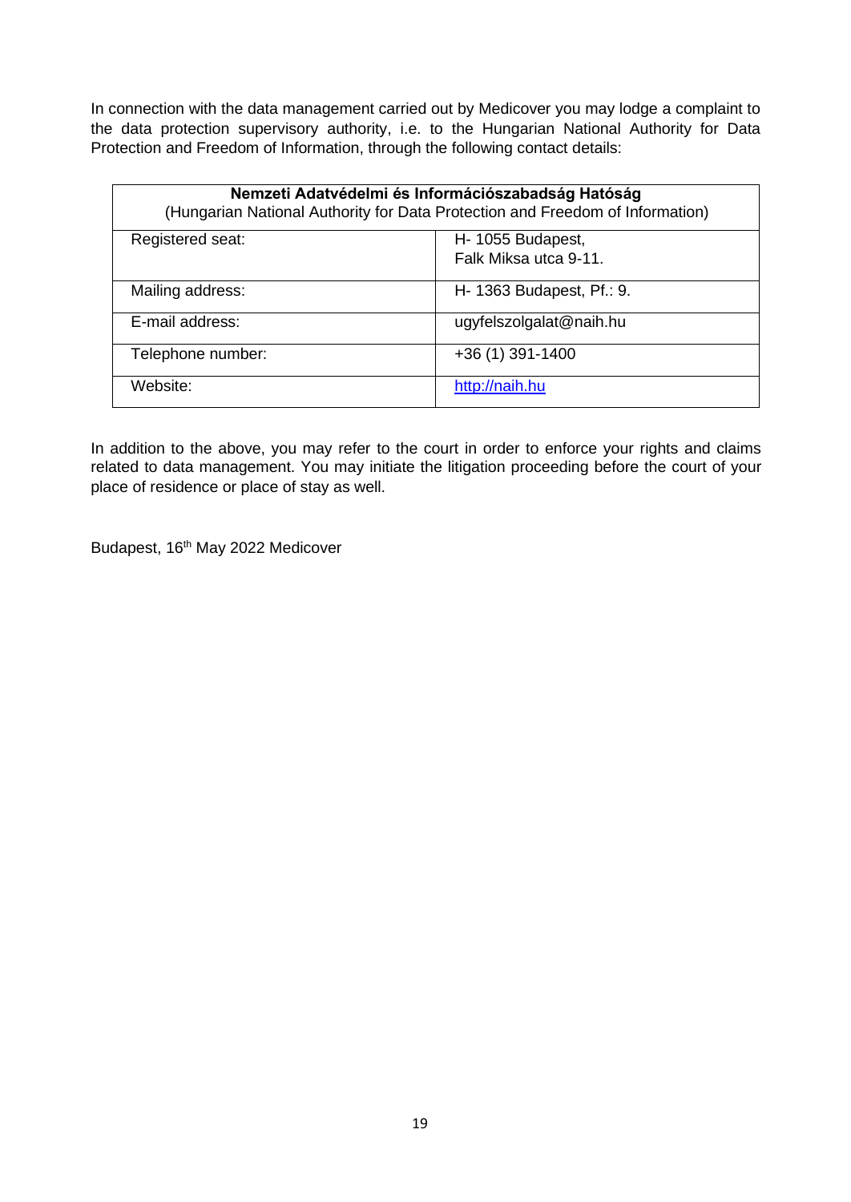In connection with the data management carried out by Medicover you may lodge a complaint to the data protection supervisory authority, i.e. to the Hungarian National Authority for Data Protection and Freedom of Information, through the following contact details:

| **Nemzeti Adatvédelmi és Információszabadság Hatóság** (Hungarian National Authority for Data Protection and Freedom of Information) | |
|---|---|
| Registered seat: | H- 1055 Budapest, Falk Miksa utca 9-11. |
| Mailing address: | H- 1363 Budapest, Pf.: 9. |
| E-mail address: | ugyfelszolgalat@naih.hu |
| Telephone number: | +36 (1) 391-1400 |
| Website: | http://naih.hu |

In addition to the above, you may refer to the court in order to enforce your rights and claims related to data management. You may initiate the litigation proceeding before the court of your place of residence or place of stay as well.

Budapest, 16th May 2022 Medicover